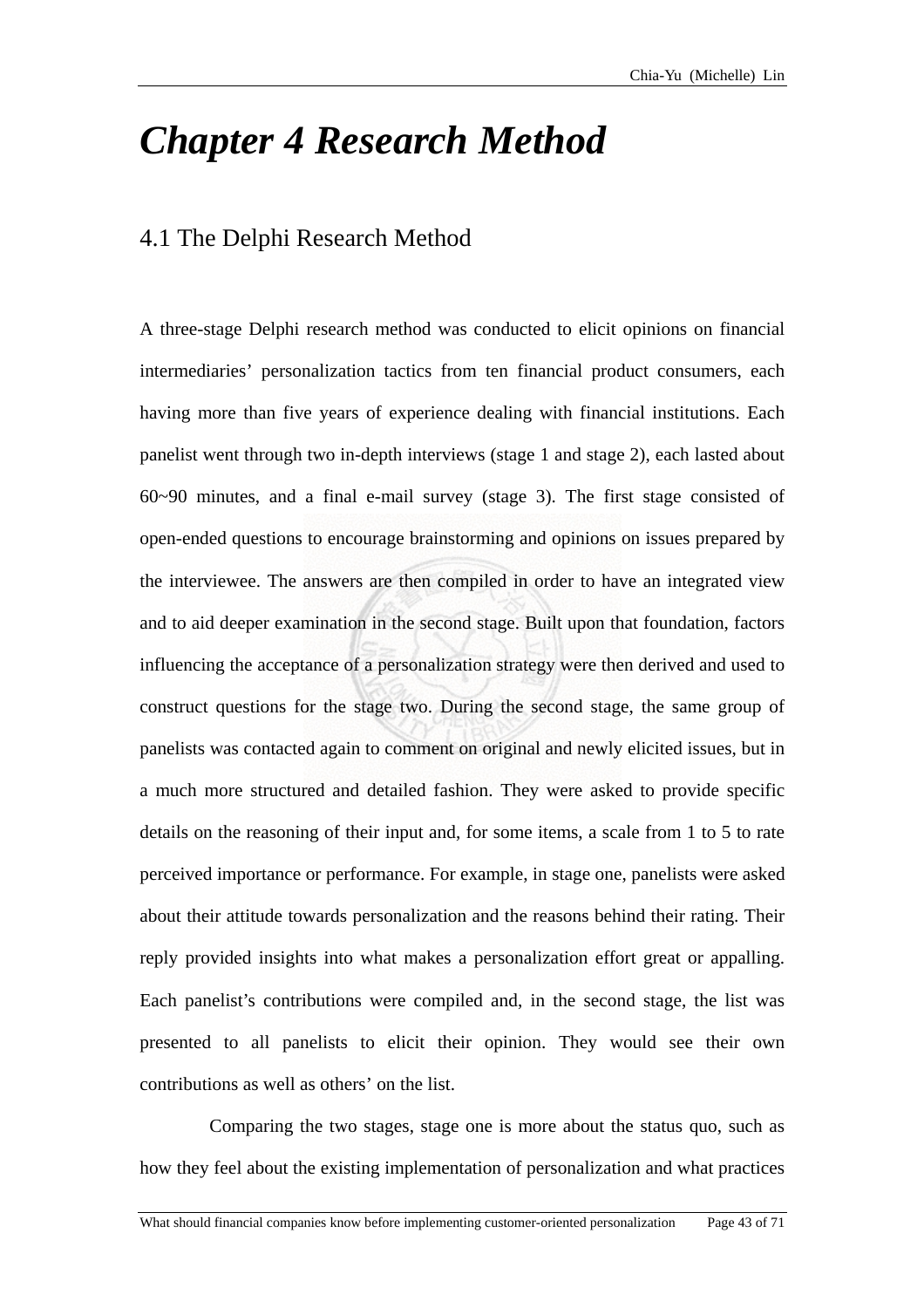# *Chapter 4 Research Method*

## 4.1 The Delphi Research Method

A three-stage Delphi research method was conducted to elicit opinions on financial intermediaries' personalization tactics from ten financial product consumers, each having more than five years of experience dealing with financial institutions. Each panelist went through two in-depth interviews (stage 1 and stage 2), each lasted about 60~90 minutes, and a final e-mail survey (stage 3). The first stage consisted of open-ended questions to encourage brainstorming and opinions on issues prepared by the interviewee. The answers are then compiled in order to have an integrated view and to aid deeper examination in the second stage. Built upon that foundation, factors influencing the acceptance of a personalization strategy were then derived and used to construct questions for the stage two. During the second stage, the same group of panelists was contacted again to comment on original and newly elicited issues, but in a much more structured and detailed fashion. They were asked to provide specific details on the reasoning of their input and, for some items, a scale from 1 to 5 to rate perceived importance or performance. For example, in stage one, panelists were asked about their attitude towards personalization and the reasons behind their rating. Their reply provided insights into what makes a personalization effort great or appalling. Each panelist's contributions were compiled and, in the second stage, the list was presented to all panelists to elicit their opinion. They would see their own contributions as well as others' on the list.

Comparing the two stages, stage one is more about the status quo, such as how they feel about the existing implementation of personalization and what practices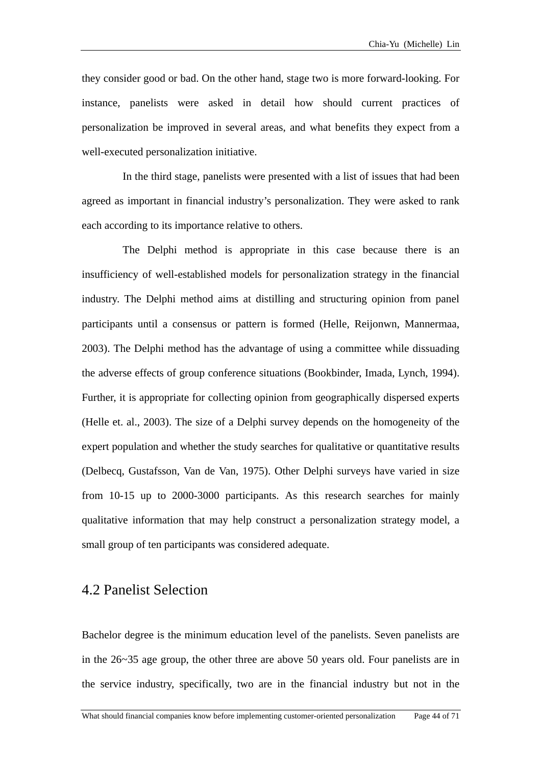they consider good or bad. On the other hand, stage two is more forward-looking. For instance, panelists were asked in detail how should current practices of personalization be improved in several areas, and what benefits they expect from a well-executed personalization initiative.

In the third stage, panelists were presented with a list of issues that had been agreed as important in financial industry's personalization. They were asked to rank each according to its importance relative to others.

The Delphi method is appropriate in this case because there is an insufficiency of well-established models for personalization strategy in the financial industry. The Delphi method aims at distilling and structuring opinion from panel participants until a consensus or pattern is formed (Helle, Reijonwn, Mannermaa, 2003). The Delphi method has the advantage of using a committee while dissuading the adverse effects of group conference situations (Bookbinder, Imada, Lynch, 1994). Further, it is appropriate for collecting opinion from geographically dispersed experts (Helle et. al., 2003). The size of a Delphi survey depends on the homogeneity of the expert population and whether the study searches for qualitative or quantitative results (Delbecq, Gustafsson, Van de Van, 1975). Other Delphi surveys have varied in size from 10-15 up to 2000-3000 participants. As this research searches for mainly qualitative information that may help construct a personalization strategy model, a small group of ten participants was considered adequate.

## 4.2 Panelist Selection

Bachelor degree is the minimum education level of the panelists. Seven panelists are in the 26~35 age group, the other three are above 50 years old. Four panelists are in the service industry, specifically, two are in the financial industry but not in the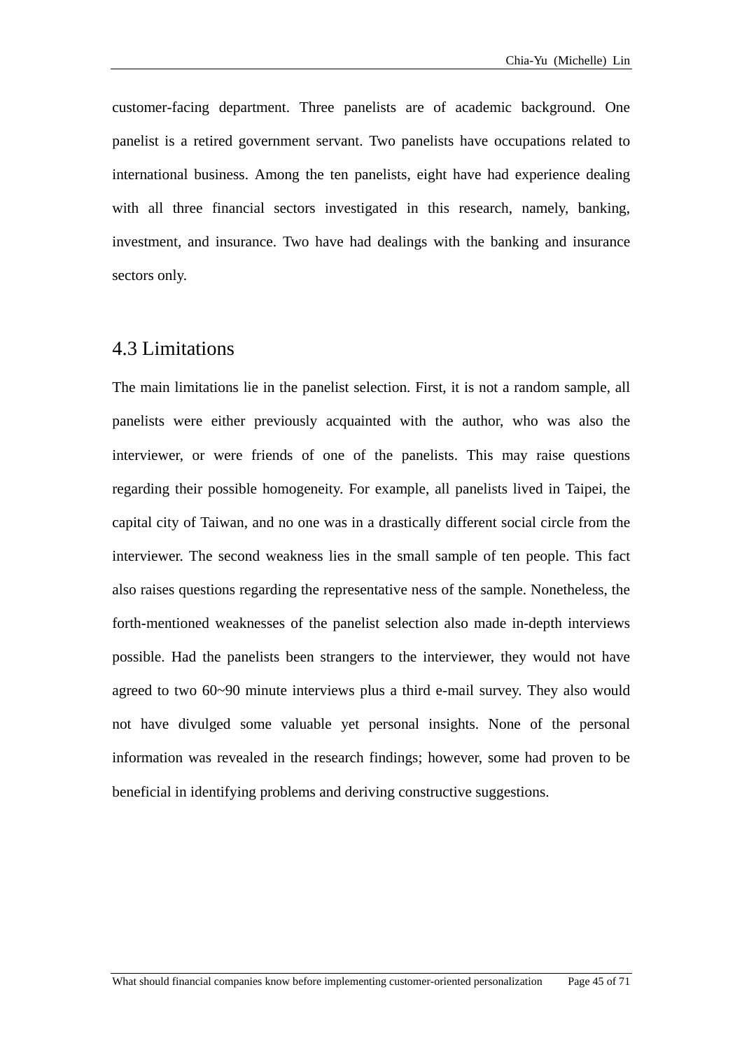customer-facing department. Three panelists are of academic background. One panelist is a retired government servant. Two panelists have occupations related to international business. Among the ten panelists, eight have had experience dealing with all three financial sectors investigated in this research, namely, banking, investment, and insurance. Two have had dealings with the banking and insurance sectors only.

## 4.3 Limitations

The main limitations lie in the panelist selection. First, it is not a random sample, all panelists were either previously acquainted with the author, who was also the interviewer, or were friends of one of the panelists. This may raise questions regarding their possible homogeneity. For example, all panelists lived in Taipei, the capital city of Taiwan, and no one was in a drastically different social circle from the interviewer. The second weakness lies in the small sample of ten people. This fact also raises questions regarding the representative ness of the sample. Nonetheless, the forth-mentioned weaknesses of the panelist selection also made in-depth interviews possible. Had the panelists been strangers to the interviewer, they would not have agreed to two 60~90 minute interviews plus a third e-mail survey. They also would not have divulged some valuable yet personal insights. None of the personal information was revealed in the research findings; however, some had proven to be beneficial in identifying problems and deriving constructive suggestions.